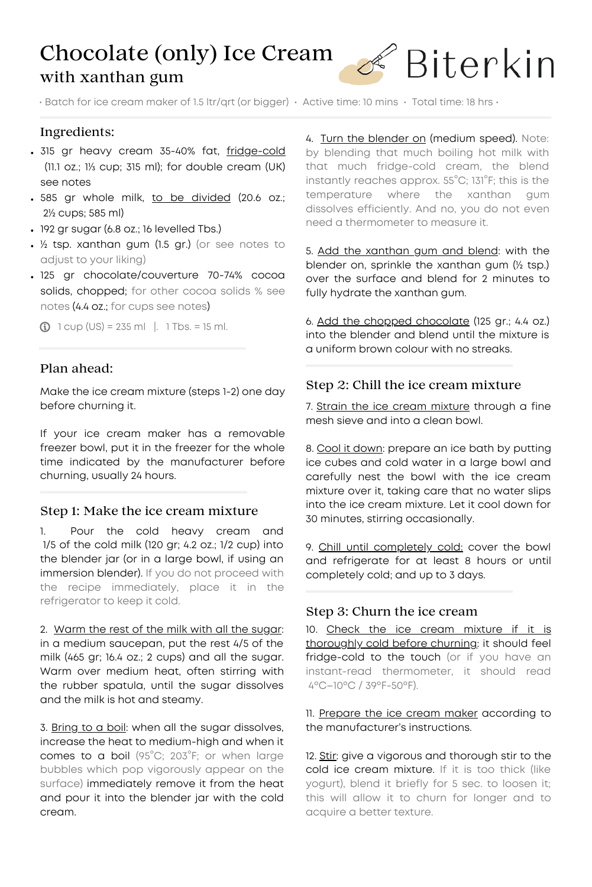# Chocolate (only) Ice Cream
## with xanthan gum

Biterkin

· Batch for ice cream maker of 1.5 ltr/qrt (or bigger) · Active time: 10 mins · Total time: 18 hrs ·

### Ingredients:

- 315 gr heavy cream 35-40% fat, fridge-cold (11.1 oz.; 1⅓ cup; 315 ml); for double cream (UK) see notes
- 585 gr whole milk, to be divided (20.6 oz.; 2½ cups; 585 ml)
- 192 gr sugar (6.8 oz.; 16 levelled Tbs.)
- ½ tsp. xanthan gum (1.5 gr.) (or see notes to adjust to your liking)
- 125 gr chocolate/couverture 70-74% cocoa solids, chopped; for other cocoa solids % see notes (4.4 oz.; for cups see notes)

ⓘ 1 cup (US) = 235 ml | 1 Tbs. = 15 ml.

### Plan ahead:

Make the ice cream mixture (steps 1-2) one day before churning it.

If your ice cream maker has a removable freezer bowl, put it in the freezer for the whole time indicated by the manufacturer before churning, usually 24 hours.

### Step 1: Make the ice cream mixture

1. Pour the cold heavy cream and 1/5 of the cold milk (120 gr; 4.2 oz.; 1/2 cup) into the blender jar (or in a large bowl, if using an immersion blender). If you do not proceed with the recipe immediately, place it in the refrigerator to keep it cold.

2. Warm the rest of the milk with all the sugar: in a medium saucepan, put the rest 4/5 of the milk (465 gr; 16.4 oz.; 2 cups) and all the sugar. Warm over medium heat, often stirring with the rubber spatula, until the sugar dissolves and the milk is hot and steamy.

3. Bring to a boil: when all the sugar dissolves, increase the heat to medium-high and when it comes to a boil (95°C; 203°F; or when large bubbles which pop vigorously appear on the surface) immediately remove it from the heat and pour it into the blender jar with the cold cream.

4. Turn the blender on (medium speed). Note: by blending that much boiling hot milk with that much fridge-cold cream, the blend instantly reaches approx. 55°C; 131°F; this is the temperature where the xanthan gum dissolves efficiently. And no, you do not even need a thermometer to measure it.

5. Add the xanthan gum and blend: with the blender on, sprinkle the xanthan gum (½ tsp.) over the surface and blend for 2 minutes to fully hydrate the xanthan gum.

6. Add the chopped chocolate (125 gr.; 4.4 oz.) into the blender and blend until the mixture is a uniform brown colour with no streaks.

### Step 2: Chill the ice cream mixture

7. Strain the ice cream mixture through a fine mesh sieve and into a clean bowl.

8. Cool it down: prepare an ice bath by putting ice cubes and cold water in a large bowl and carefully nest the bowl with the ice cream mixture over it, taking care that no water slips into the ice cream mixture. Let it cool down for 30 minutes, stirring occasionally.

9. Chill until completely cold: cover the bowl and refrigerate for at least 8 hours or until completely cold; and up to 3 days.

### Step 3: Churn the ice cream

10. Check the ice cream mixture if it is thoroughly cold before churning: it should feel fridge-cold to the touch (or if you have an instant-read thermometer, it should read 4°C–10°C / 39°F-50°F).

11. Prepare the ice cream maker according to the manufacturer's instructions.

12. Stir: give a vigorous and thorough stir to the cold ice cream mixture. If it is too thick (like yogurt), blend it briefly for 5 sec. to loosen it; this will allow it to churn for longer and to acquire a better texture.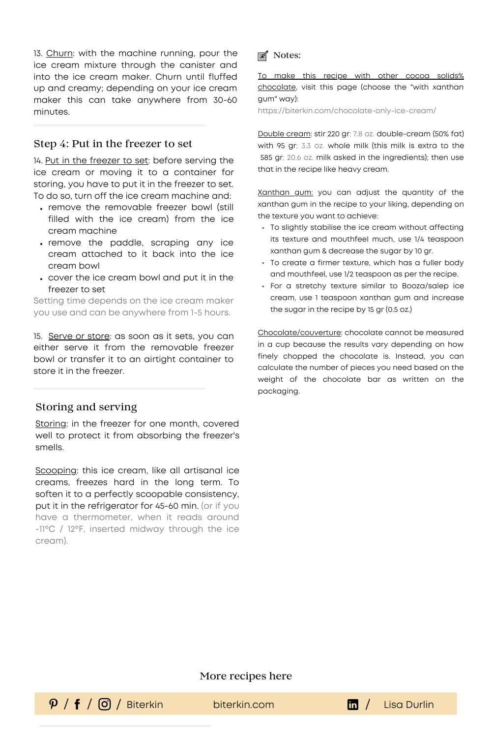13. Churn: with the machine running, pour the ice cream mixture through the canister and into the ice cream maker. Churn until fluffed up and creamy; depending on your ice cream maker this can take anywhere from 30-60 minutes.

## Step 4: Put in the freezer to set

14. Put in the freezer to set: before serving the ice cream or moving it to a container for storing, you have to put it in the freezer to set. To do so, turn off the ice cream machine and:

- remove the removable freezer bowl (still filled with the ice cream) from the ice cream machine
- remove the paddle, scraping any ice cream attached to it back into the ice cream bowl
- cover the ice cream bowl and put it in the freezer to set

Setting time depends on the ice cream maker you use and can be anywhere from 1-5 hours.

15. Serve or store: as soon as it sets, you can either serve it from the removable freezer bowl or transfer it to an airtight container to store it in the freezer.

## Storing and serving

Storing: in the freezer for one month, covered well to protect it from absorbing the freezer's smells.

Scooping: this ice cream, like all artisanal ice creams, freezes hard in the long term. To soften it to a perfectly scoopable consistency, put it in the refrigerator for 45-60 min. (or if you have a thermometer, when it reads around -11°C / 12°F, inserted midway through the ice cream).

## Notes:

To make this recipe with other cocoa solids% chocolate, visit this page (choose the "with xanthan gum" way):
https://biterkin.com/chocolate-only-ice-cream/

Double cream: stir 220 gr; 7.8 oz. double-cream (50% fat) with 95 gr; 3.3 oz. whole milk (this milk is extra to the 585 gr; 20.6 oz. milk asked in the ingredients); then use that in the recipe like heavy cream.

Xanthan gum: you can adjust the quantity of the xanthan gum in the recipe to your liking, depending on the texture you want to achieve:

- To slightly stabilise the ice cream without affecting its texture and mouthfeel much, use 1/4 teaspoon xanthan gum & decrease the sugar by 10 gr.
- To create a firmer texture, which has a fuller body and mouthfeel, use 1/2 teaspoon as per the recipe.
- For a stretchy texture similar to Booza/salep ice cream, use 1 teaspoon xanthan gum and increase the sugar in the recipe by 15 gr (0.5 oz.)

Chocolate/couverture: chocolate cannot be measured in a cup because the results vary depending on how finely chopped the chocolate is. Instead, you can calculate the number of pieces you need based on the weight of the chocolate bar as written on the packaging.

More recipes here

/ / / Biterkin biterkin.com / Lisa Durlin